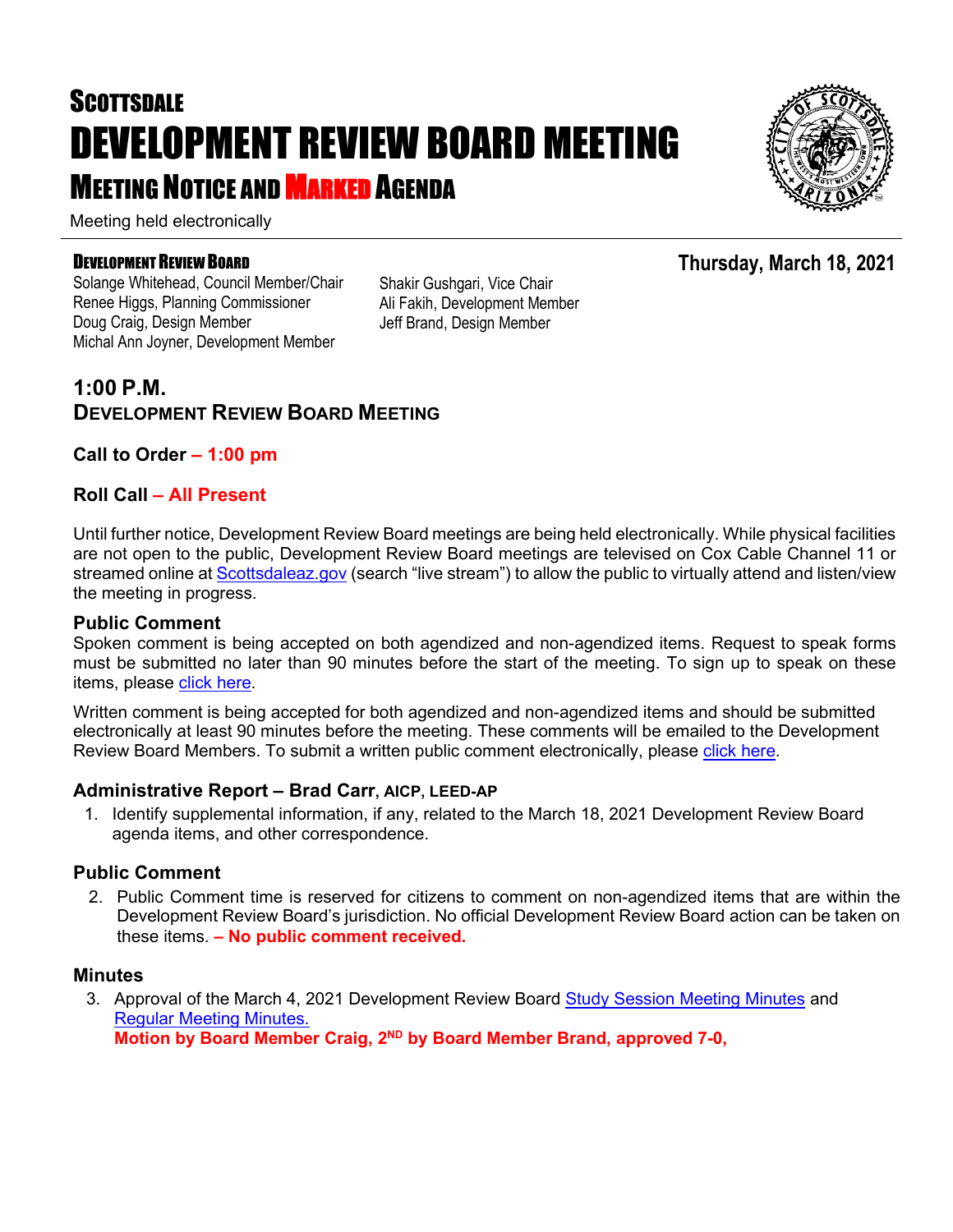# SCOTTSDALE
# DEVELOPMENT REVIEW BOARD MEETING
## MEETING NOTICE AND MARKED AGENDA

Meeting held electronically

**DEVELOPMENT REVIEW BOARD**

**Thursday, March 18, 2021**

Solange Whitehead, Council Member/Chair
Renee Higgs, Planning Commissioner
Doug Craig, Design Member
Michal Ann Joyner, Development Member
Shakir Gushgari, Vice Chair
Ali Fakih, Development Member
Jeff Brand, Design Member

## 1:00 P.M.
## DEVELOPMENT REVIEW BOARD MEETING

### Call to Order – 1:00 pm

### Roll Call – All Present

Until further notice, Development Review Board meetings are being held electronically. While physical facilities are not open to the public, Development Review Board meetings are televised on Cox Cable Channel 11 or streamed online at Scottsdaleaz.gov (search "live stream") to allow the public to virtually attend and listen/view the meeting in progress.

### Public Comment

Spoken comment is being accepted on both agendized and non-agendized items. Request to speak forms must be submitted no later than 90 minutes before the start of the meeting. To sign up to speak on these items, please click here.

Written comment is being accepted for both agendized and non-agendized items and should be submitted electronically at least 90 minutes before the meeting. These comments will be emailed to the Development Review Board Members. To submit a written public comment electronically, please click here.

### Administrative Report – Brad Carr, AICP, LEED-AP

1. Identify supplemental information, if any, related to the March 18, 2021 Development Review Board agenda items, and other correspondence.

### Public Comment

2. Public Comment time is reserved for citizens to comment on non-agendized items that are within the Development Review Board's jurisdiction. No official Development Review Board action can be taken on these items. **– No public comment received.**

### Minutes

3. Approval of the March 4, 2021 Development Review Board Study Session Meeting Minutes and Regular Meeting Minutes.
   **Motion by Board Member Craig, 2ND by Board Member Brand, approved 7-0,**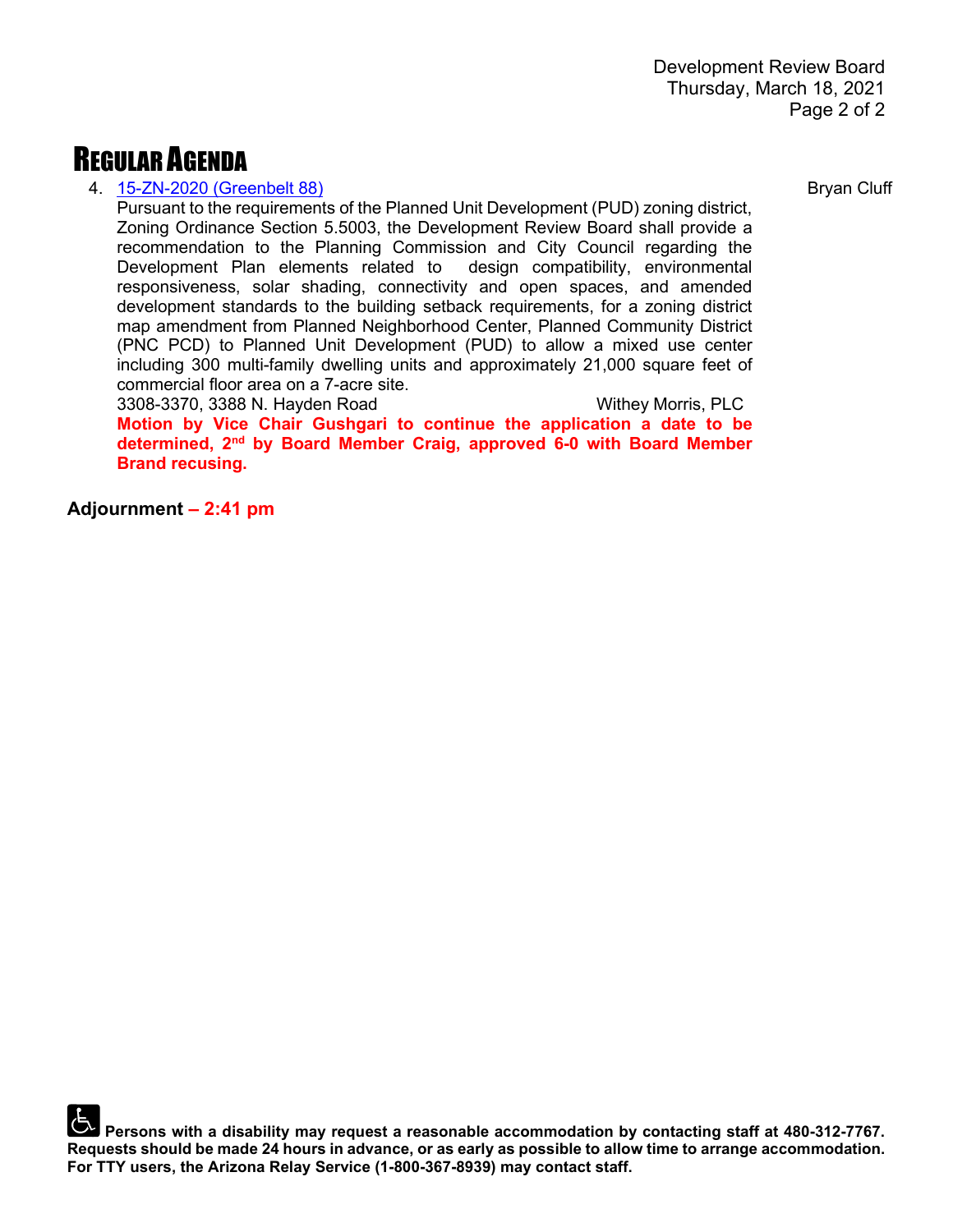# Regular Agenda

4. [15-ZN-2020 (Greenbelt 88)] Bryan Cluff

   Pursuant to the requirements of the Planned Unit Development (PUD) zoning district, Zoning Ordinance Section 5.5003, the Development Review Board shall provide a recommendation to the Planning Commission and City Council regarding the Development Plan elements related to design compatibility, environmental responsiveness, solar shading, connectivity and open spaces, and amended development standards to the building setback requirements, for a zoning district map amendment from Planned Neighborhood Center, Planned Community District (PNC PCD) to Planned Unit Development (PUD) to allow a mixed use center including 300 multi-family dwelling units and approximately 21,000 square feet of commercial floor area on a 7-acre site.

   3308-3370, 3388 N. Hayden Road Withey Morris, PLC

   **Motion by Vice Chair Gushgari to continue the application a date to be determined, 2nd by Board Member Craig, approved 6-0 with Board Member Brand recusing.**

**Adjournment – 2:41 pm**

**Persons with a disability may request a reasonable accommodation by contacting staff at 480-312-7767. Requests should be made 24 hours in advance, or as early as possible to allow time to arrange accommodation. For TTY users, the Arizona Relay Service (1-800-367-8939) may contact staff.**